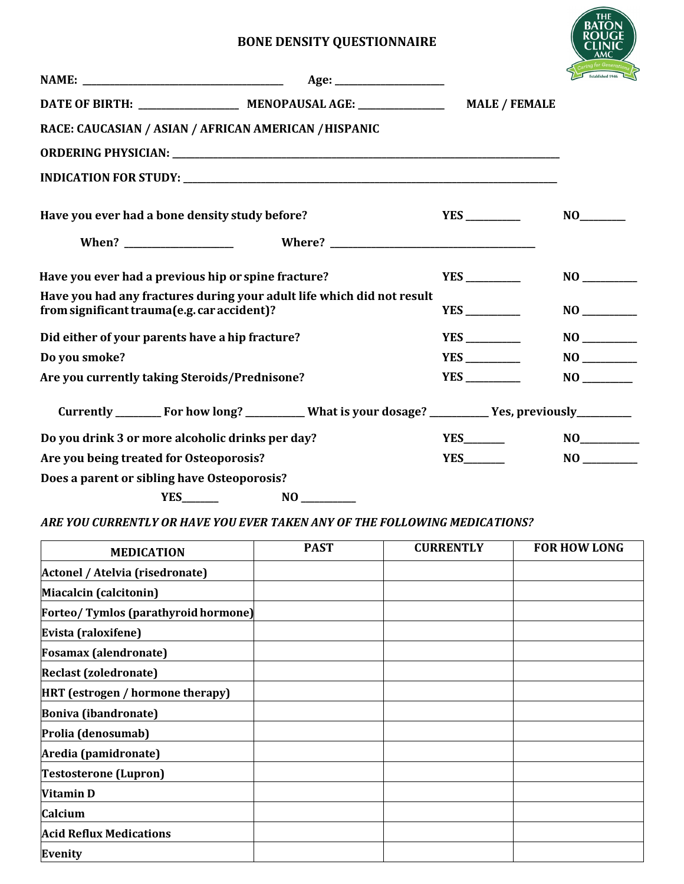# BONE DENSITY QUESTIONNAIRE

**NAME:** ________________________________________ **Age:** ______________________

**DATE OF BIRTH:** ____________________ **MENOPAUSAL AGE:** _________________ **MALE / FEMALE**

**RACE: CAUCASIAN / ASIAN / AFRICAN AMERICAN / HISPANIC**

**ORDERING PHYSICIAN:** ____________________________________________________________________________________

**INDICATION FOR STUDY:** __________________________________________________________________________________

**Have you ever had a bone density study before?** **YES** ___________ **NO**_________

**When?** ______________________ **Where?** __________________________________________

**Have you ever had a previous hip or spine fracture?** **YES** ___________ **NO** ___________

**Have you had any fractures during your adult life which did not result from significant trauma(e.g. car accident)?** **YES** ___________ **NO** ___________

**Did either of your parents have a hip fracture?** **YES** ___________ **NO** ___________

**Do you smoke?** **YES** ___________ **NO** ___________

**Are you currently taking Steroids/Prednisone?** **YES** ___________ **NO** __________

**Currently** _________ **For how long?** ____________ **What is your dosage?** ____________ **Yes, previously**___________

**Do you drink 3 or more alcoholic drinks per day?** **YES**________ **NO**____________

**Are you being treated for Osteoporosis?** **YES**________ **NO** ___________

**Does a parent or sibling have Osteoporosis?**

**YES**________ **NO** ___________

***ARE YOU CURRENTLY OR HAVE YOU EVER TAKEN ANY OF THE FOLLOWING MEDICATIONS?***

| MEDICATION | PAST | CURRENTLY | FOR HOW LONG |
|---|---|---|---|
| Actonel / Atelvia (risedronate) | | | |
| Miacalcin (calcitonin) | | | |
| Forteo/ Tymlos (parathyroid hormone) | | | |
| Evista (raloxifene) | | | |
| Fosamax (alendronate) | | | |
| Reclast (zoledronate) | | | |
| HRT (estrogen / hormone therapy) | | | |
| Boniva (ibandronate) | | | |
| Prolia (denosumab) | | | |
| Aredia (pamidronate) | | | |
| Testosterone (Lupron) | | | |
| Vitamin D | | | |
| Calcium | | | |
| Acid Reflux Medications | | | |
| Evenity | | | |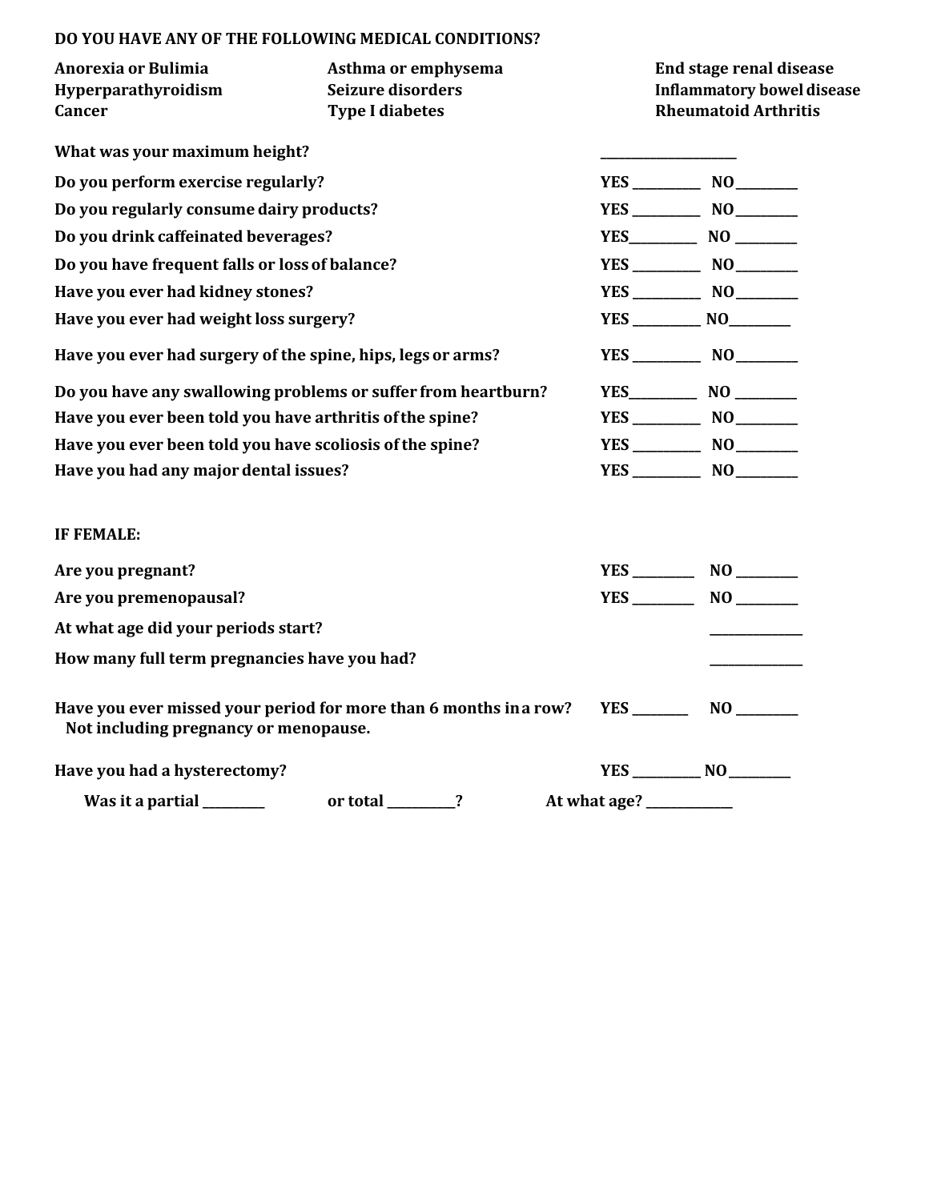**DO YOU HAVE ANY OF THE FOLLOWING MEDICAL CONDITIONS?**

| | | |
|---|---|---|
| **Anorexia or Bulimia** | **Asthma or emphysema** | **End stage renal disease** |
| **Hyperparathyroidism** | **Seizure disorders** | **Inflammatory bowel disease** |
| **Cancer** | **Type I diabetes** | **Rheumatoid Arthritis** |

**What was your maximum height?** ____________________

**Do you perform exercise regularly?** YES __________ NO _________

**Do you regularly consume dairy products?** YES __________ NO _________

**Do you drink caffeinated beverages?** YES__________ NO _________

**Do you have frequent falls or loss of balance?** YES __________ NO _________

**Have you ever had kidney stones?** YES __________ NO _________

**Have you ever had weight loss surgery?** YES __________ NO_________

**Have you ever had surgery of the spine, hips, legs or arms?** YES __________ NO _________

**Do you have any swallowing problems or suffer from heartburn?** YES__________ NO _________

**Have you ever been told you have arthritis of the spine?** YES __________ NO _________

**Have you ever been told you have scoliosis of the spine?** YES __________ NO _________

**Have you had any major dental issues?** YES __________ NO _________

**IF FEMALE:**

**Are you pregnant?** YES _________ NO _________

**Are you premenopausal?** YES _________ NO _________

**At what age did your periods start?** ______________

**How many full term pregnancies have you had?** ______________

**Have you ever missed your period for more than 6 months in a row?** YES ________ NO _________
**Not including pregnancy or menopause.**

**Have you had a hysterectomy?** YES __________ NO _________

**Was it a partial _________ or total __________?** **At what age? _____________**